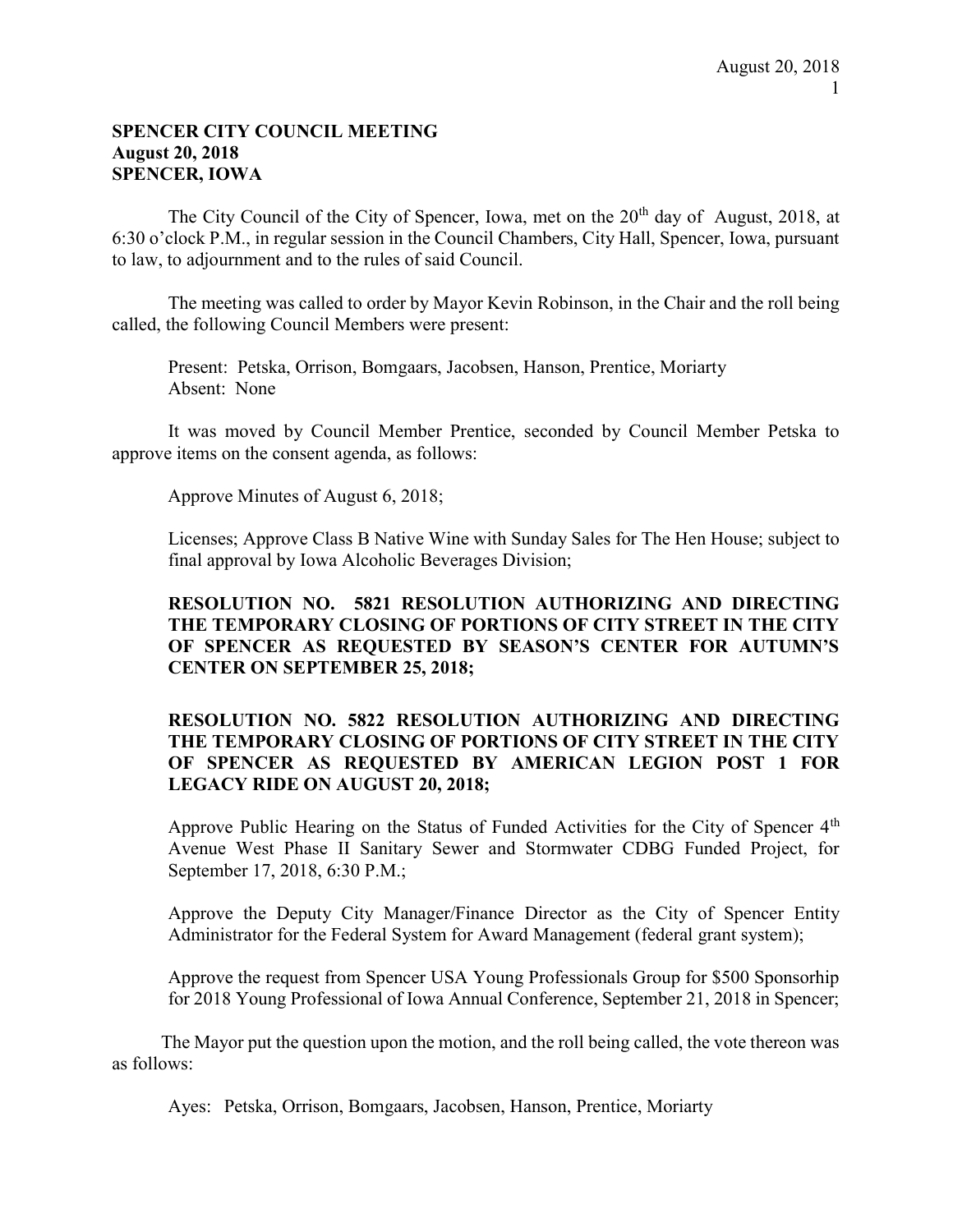**SPENCER CITY COUNCIL MEETING**
**August 20, 2018**
**SPENCER, IOWA**

The City Council of the City of Spencer, Iowa, met on the 20th day of August, 2018, at 6:30 o'clock P.M., in regular session in the Council Chambers, City Hall, Spencer, Iowa, pursuant to law, to adjournment and to the rules of said Council.

The meeting was called to order by Mayor Kevin Robinson, in the Chair and the roll being called, the following Council Members were present:

Present: Petska, Orrison, Bomgaars, Jacobsen, Hanson, Prentice, Moriarty
Absent: None

It was moved by Council Member Prentice, seconded by Council Member Petska to approve items on the consent agenda, as follows:

Approve Minutes of August 6, 2018;

Licenses; Approve Class B Native Wine with Sunday Sales for The Hen House; subject to final approval by Iowa Alcoholic Beverages Division;

**RESOLUTION NO. 5821 RESOLUTION AUTHORIZING AND DIRECTING THE TEMPORARY CLOSING OF PORTIONS OF CITY STREET IN THE CITY OF SPENCER AS REQUESTED BY SEASON'S CENTER FOR AUTUMN'S CENTER ON SEPTEMBER 25, 2018;**

**RESOLUTION NO. 5822 RESOLUTION AUTHORIZING AND DIRECTING THE TEMPORARY CLOSING OF PORTIONS OF CITY STREET IN THE CITY OF SPENCER AS REQUESTED BY AMERICAN LEGION POST 1 FOR LEGACY RIDE ON AUGUST 20, 2018;**

Approve Public Hearing on the Status of Funded Activities for the City of Spencer 4th Avenue West Phase II Sanitary Sewer and Stormwater CDBG Funded Project, for September 17, 2018, 6:30 P.M.;

Approve the Deputy City Manager/Finance Director as the City of Spencer Entity Administrator for the Federal System for Award Management (federal grant system);

Approve the request from Spencer USA Young Professionals Group for $500 Sponsorhip for 2018 Young Professional of Iowa Annual Conference, September 21, 2018 in Spencer;

The Mayor put the question upon the motion, and the roll being called, the vote thereon was as follows:

Ayes: Petska, Orrison, Bomgaars, Jacobsen, Hanson, Prentice, Moriarty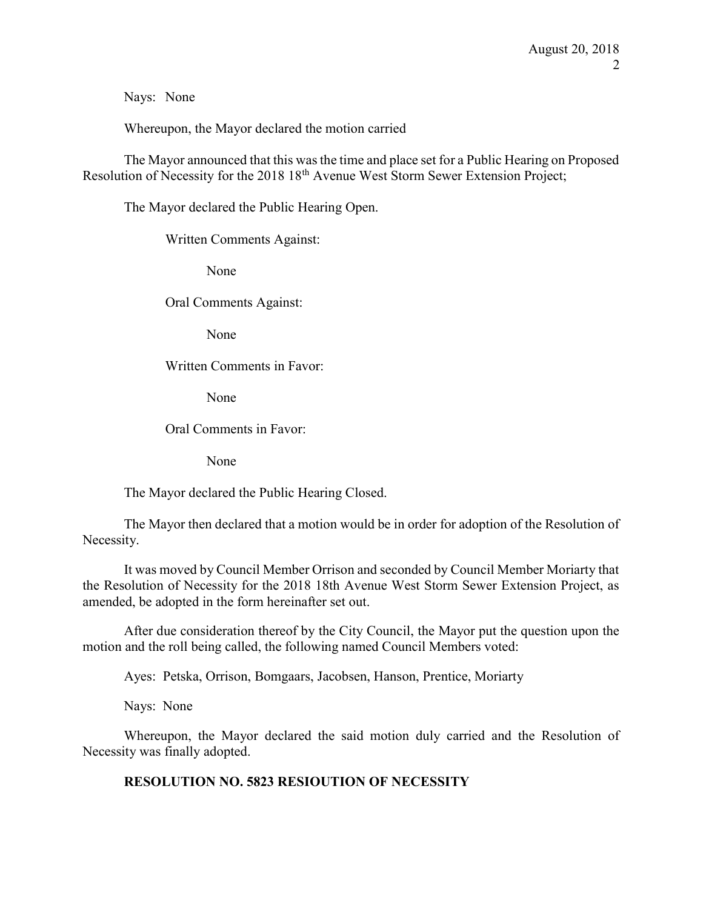Nays: None

Whereupon, the Mayor declared the motion carried

The Mayor announced that this was the time and place set for a Public Hearing on Proposed Resolution of Necessity for the 2018 18th Avenue West Storm Sewer Extension Project;

The Mayor declared the Public Hearing Open.

Written Comments Against:

None

Oral Comments Against:

None

Written Comments in Favor:

None

Oral Comments in Favor:

None

The Mayor declared the Public Hearing Closed.

The Mayor then declared that a motion would be in order for adoption of the Resolution of Necessity.

It was moved by Council Member Orrison and seconded by Council Member Moriarty that the Resolution of Necessity for the 2018 18th Avenue West Storm Sewer Extension Project, as amended, be adopted in the form hereinafter set out.

After due consideration thereof by the City Council, the Mayor put the question upon the motion and the roll being called, the following named Council Members voted:

Ayes: Petska, Orrison, Bomgaars, Jacobsen, Hanson, Prentice, Moriarty

Nays: None

Whereupon, the Mayor declared the said motion duly carried and the Resolution of Necessity was finally adopted.

**RESOLUTION NO. 5823 RESIOUTION OF NECESSITY**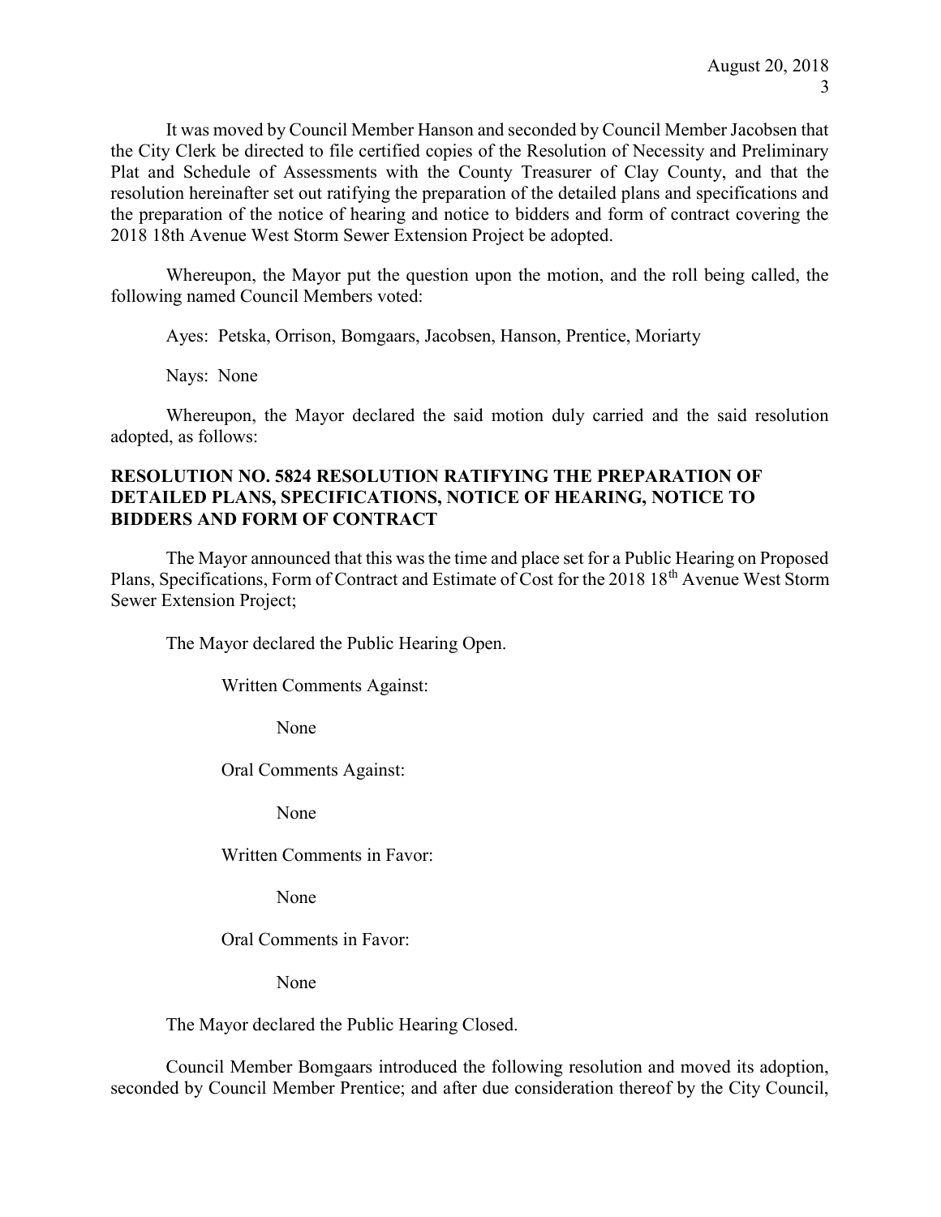It was moved by Council Member Hanson and seconded by Council Member Jacobsen that the City Clerk be directed to file certified copies of the Resolution of Necessity and Preliminary Plat and Schedule of Assessments with the County Treasurer of Clay County, and that the resolution hereinafter set out ratifying the preparation of the detailed plans and specifications and the preparation of the notice of hearing and notice to bidders and form of contract covering the 2018 18th Avenue West Storm Sewer Extension Project be adopted.

Whereupon, the Mayor put the question upon the motion, and the roll being called, the following named Council Members voted:

Ayes: Petska, Orrison, Bomgaars, Jacobsen, Hanson, Prentice, Moriarty

Nays: None

Whereupon, the Mayor declared the said motion duly carried and the said resolution adopted, as follows:

**RESOLUTION NO. 5824 RESOLUTION RATIFYING THE PREPARATION OF DETAILED PLANS, SPECIFICATIONS, NOTICE OF HEARING, NOTICE TO BIDDERS AND FORM OF CONTRACT**

The Mayor announced that this was the time and place set for a Public Hearing on Proposed Plans, Specifications, Form of Contract and Estimate of Cost for the 2018 18th Avenue West Storm Sewer Extension Project;

The Mayor declared the Public Hearing Open.

Written Comments Against:

None

Oral Comments Against:

None

Written Comments in Favor:

None

Oral Comments in Favor:

None

The Mayor declared the Public Hearing Closed.

Council Member Bomgaars introduced the following resolution and moved its adoption, seconded by Council Member Prentice; and after due consideration thereof by the City Council,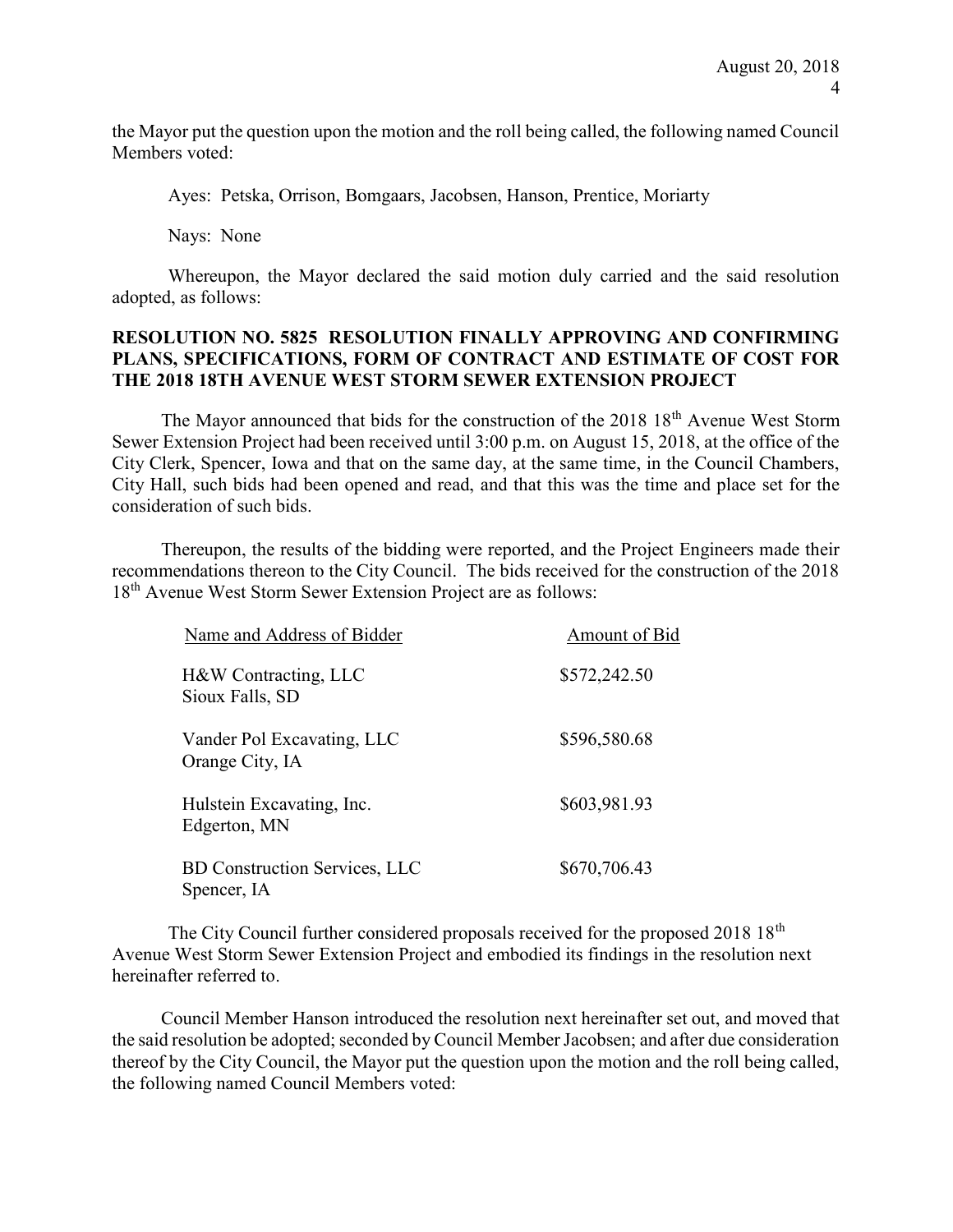the Mayor put the question upon the motion and the roll being called, the following named Council Members voted:

Ayes: Petska, Orrison, Bomgaars, Jacobsen, Hanson, Prentice, Moriarty

Nays: None

Whereupon, the Mayor declared the said motion duly carried and the said resolution adopted, as follows:

**RESOLUTION NO. 5825 RESOLUTION FINALLY APPROVING AND CONFIRMING PLANS, SPECIFICATIONS, FORM OF CONTRACT AND ESTIMATE OF COST FOR THE 2018 18TH AVENUE WEST STORM SEWER EXTENSION PROJECT**

The Mayor announced that bids for the construction of the 2018 18th Avenue West Storm Sewer Extension Project had been received until 3:00 p.m. on August 15, 2018, at the office of the City Clerk, Spencer, Iowa and that on the same day, at the same time, in the Council Chambers, City Hall, such bids had been opened and read, and that this was the time and place set for the consideration of such bids.

Thereupon, the results of the bidding were reported, and the Project Engineers made their recommendations thereon to the City Council. The bids received for the construction of the 2018 18th Avenue West Storm Sewer Extension Project are as follows:

| Name and Address of Bidder | Amount of Bid |
|---|---|
| H&W Contracting, LLC<br>Sioux Falls, SD | $572,242.50 |
| Vander Pol Excavating, LLC<br>Orange City, IA | $596,580.68 |
| Hulstein Excavating, Inc.<br>Edgerton, MN | $603,981.93 |
| BD Construction Services, LLC<br>Spencer, IA | $670,706.43 |

The City Council further considered proposals received for the proposed 2018 18th Avenue West Storm Sewer Extension Project and embodied its findings in the resolution next hereinafter referred to.

Council Member Hanson introduced the resolution next hereinafter set out, and moved that the said resolution be adopted; seconded by Council Member Jacobsen; and after due consideration thereof by the City Council, the Mayor put the question upon the motion and the roll being called, the following named Council Members voted: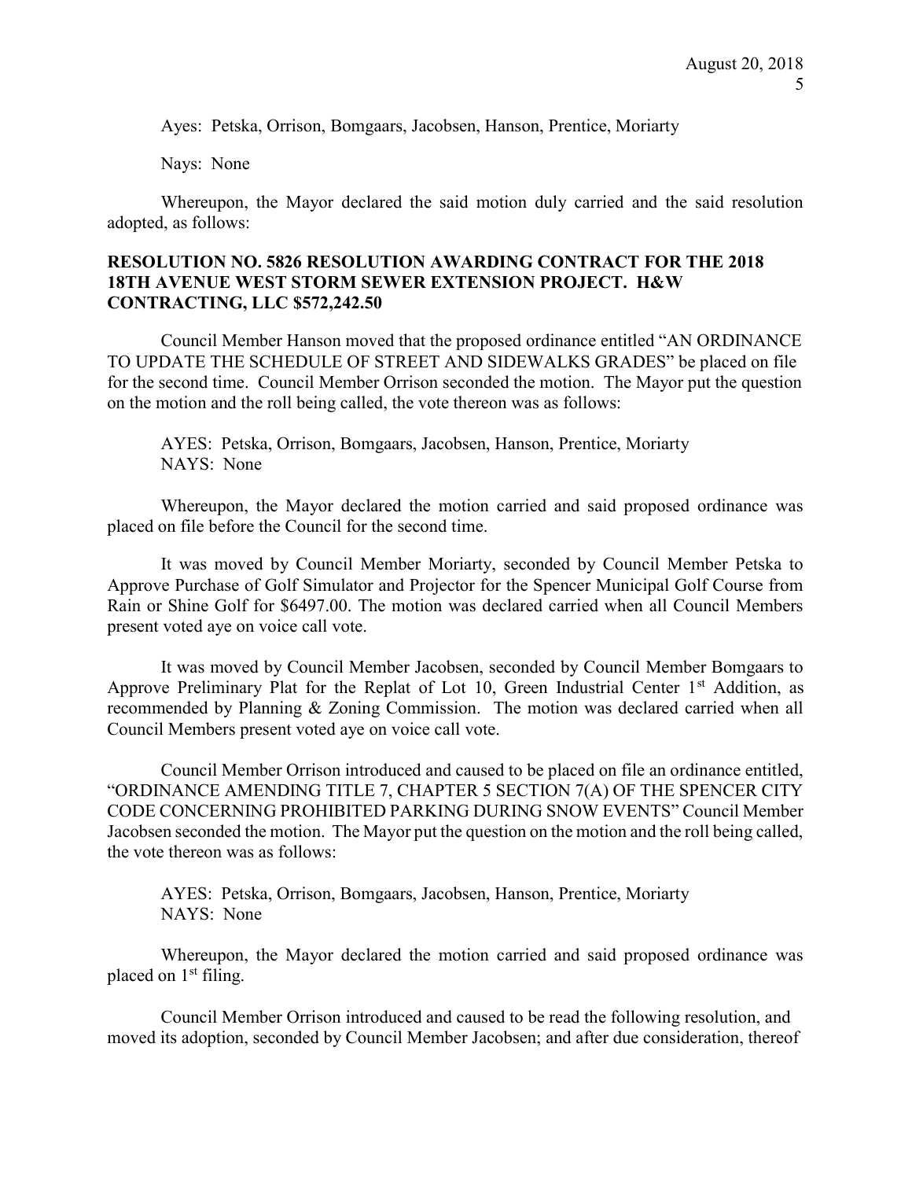Ayes: Petska, Orrison, Bomgaars, Jacobsen, Hanson, Prentice, Moriarty

Nays: None

Whereupon, the Mayor declared the said motion duly carried and the said resolution adopted, as follows:

**RESOLUTION NO. 5826 RESOLUTION AWARDING CONTRACT FOR THE 2018 18TH AVENUE WEST STORM SEWER EXTENSION PROJECT. H&W CONTRACTING, LLC $572,242.50**

Council Member Hanson moved that the proposed ordinance entitled "AN ORDINANCE TO UPDATE THE SCHEDULE OF STREET AND SIDEWALKS GRADES" be placed on file for the second time. Council Member Orrison seconded the motion. The Mayor put the question on the motion and the roll being called, the vote thereon was as follows:

AYES: Petska, Orrison, Bomgaars, Jacobsen, Hanson, Prentice, Moriarty
NAYS: None

Whereupon, the Mayor declared the motion carried and said proposed ordinance was placed on file before the Council for the second time.

It was moved by Council Member Moriarty, seconded by Council Member Petska to Approve Purchase of Golf Simulator and Projector for the Spencer Municipal Golf Course from Rain or Shine Golf for $6497.00. The motion was declared carried when all Council Members present voted aye on voice call vote.

It was moved by Council Member Jacobsen, seconded by Council Member Bomgaars to Approve Preliminary Plat for the Replat of Lot 10, Green Industrial Center 1st Addition, as recommended by Planning & Zoning Commission. The motion was declared carried when all Council Members present voted aye on voice call vote.

Council Member Orrison introduced and caused to be placed on file an ordinance entitled, "ORDINANCE AMENDING TITLE 7, CHAPTER 5 SECTION 7(A) OF THE SPENCER CITY CODE CONCERNING PROHIBITED PARKING DURING SNOW EVENTS" Council Member Jacobsen seconded the motion. The Mayor put the question on the motion and the roll being called, the vote thereon was as follows:

AYES: Petska, Orrison, Bomgaars, Jacobsen, Hanson, Prentice, Moriarty
NAYS: None

Whereupon, the Mayor declared the motion carried and said proposed ordinance was placed on 1st filing.

Council Member Orrison introduced and caused to be read the following resolution, and moved its adoption, seconded by Council Member Jacobsen; and after due consideration, thereof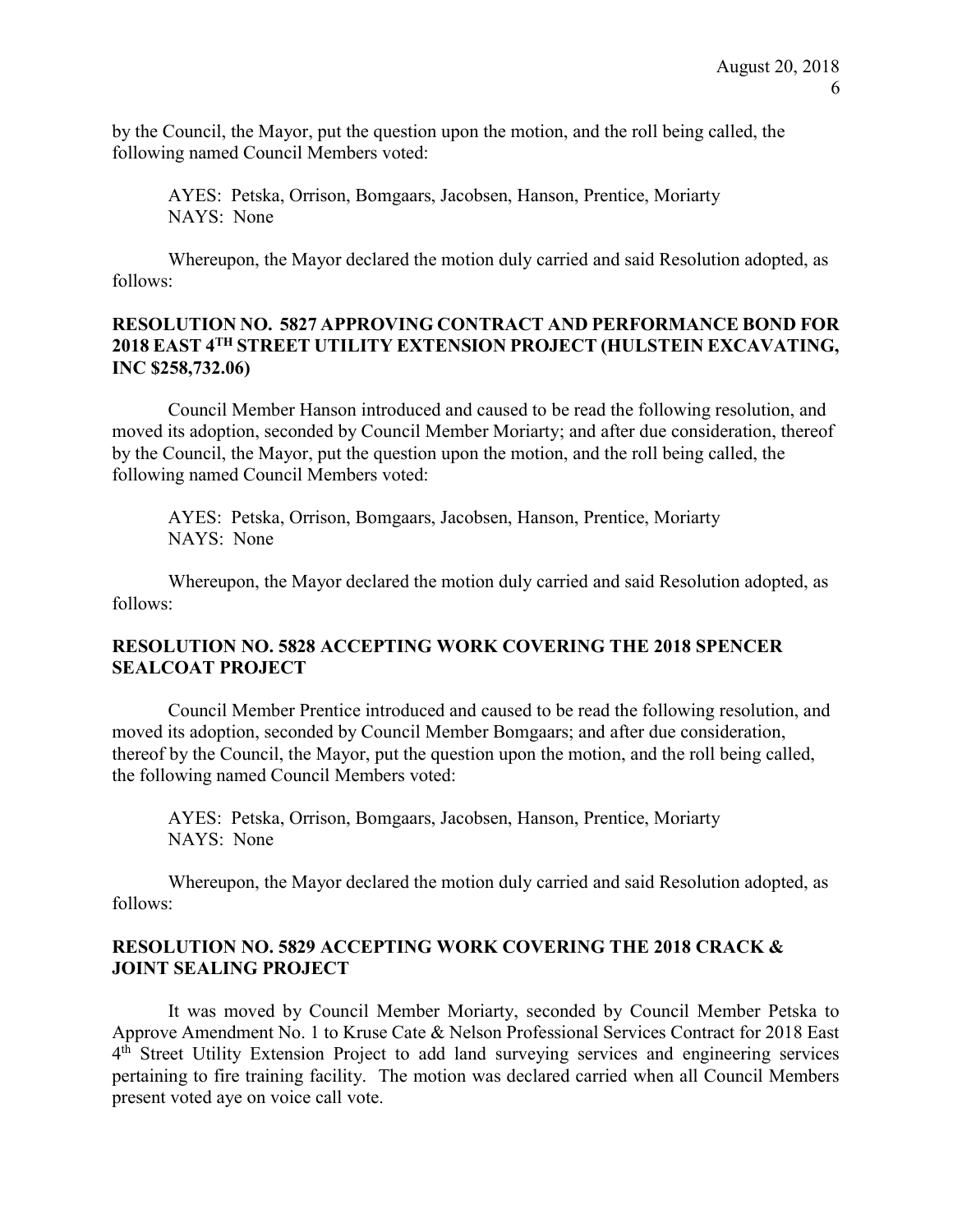by the Council, the Mayor, put the question upon the motion, and the roll being called, the following named Council Members voted:

AYES: Petska, Orrison, Bomgaars, Jacobsen, Hanson, Prentice, Moriarty
NAYS: None

Whereupon, the Mayor declared the motion duly carried and said Resolution adopted, as follows:

**RESOLUTION NO. 5827 APPROVING CONTRACT AND PERFORMANCE BOND FOR 2018 EAST 4TH STREET UTILITY EXTENSION PROJECT (HULSTEIN EXCAVATING, INC $258,732.06)**

Council Member Hanson introduced and caused to be read the following resolution, and moved its adoption, seconded by Council Member Moriarty; and after due consideration, thereof by the Council, the Mayor, put the question upon the motion, and the roll being called, the following named Council Members voted:

AYES: Petska, Orrison, Bomgaars, Jacobsen, Hanson, Prentice, Moriarty
NAYS: None

Whereupon, the Mayor declared the motion duly carried and said Resolution adopted, as follows:

**RESOLUTION NO. 5828 ACCEPTING WORK COVERING THE 2018 SPENCER SEALCOAT PROJECT**

Council Member Prentice introduced and caused to be read the following resolution, and moved its adoption, seconded by Council Member Bomgaars; and after due consideration, thereof by the Council, the Mayor, put the question upon the motion, and the roll being called, the following named Council Members voted:

AYES: Petska, Orrison, Bomgaars, Jacobsen, Hanson, Prentice, Moriarty
NAYS: None

Whereupon, the Mayor declared the motion duly carried and said Resolution adopted, as follows:

**RESOLUTION NO. 5829 ACCEPTING WORK COVERING THE 2018 CRACK & JOINT SEALING PROJECT**

It was moved by Council Member Moriarty, seconded by Council Member Petska to Approve Amendment No. 1 to Kruse Cate & Nelson Professional Services Contract for 2018 East 4th Street Utility Extension Project to add land surveying services and engineering services pertaining to fire training facility. The motion was declared carried when all Council Members present voted aye on voice call vote.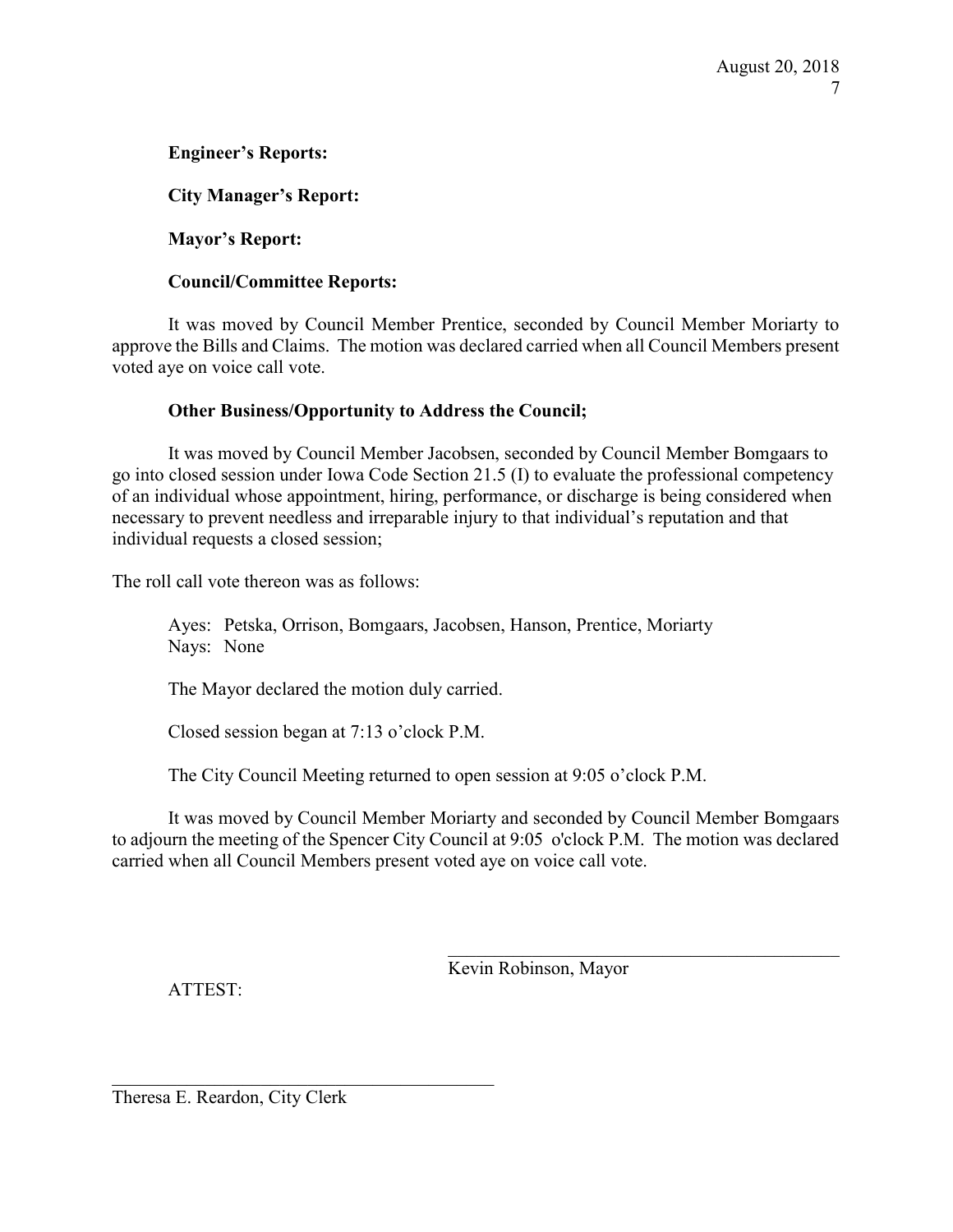**Engineer's Reports:**

**City Manager's Report:**

**Mayor's Report:**

**Council/Committee Reports:**

It was moved by Council Member Prentice, seconded by Council Member Moriarty to approve the Bills and Claims. The motion was declared carried when all Council Members present voted aye on voice call vote.

**Other Business/Opportunity to Address the Council;**

It was moved by Council Member Jacobsen, seconded by Council Member Bomgaars to go into closed session under Iowa Code Section 21.5 (I) to evaluate the professional competency of an individual whose appointment, hiring, performance, or discharge is being considered when necessary to prevent needless and irreparable injury to that individual's reputation and that individual requests a closed session;

The roll call vote thereon was as follows:

Ayes: Petska, Orrison, Bomgaars, Jacobsen, Hanson, Prentice, Moriarty
Nays: None

The Mayor declared the motion duly carried.

Closed session began at 7:13 o'clock P.M.

The City Council Meeting returned to open session at 9:05 o'clock P.M.

It was moved by Council Member Moriarty and seconded by Council Member Bomgaars to adjourn the meeting of the Spencer City Council at 9:05 o'clock P.M. The motion was declared carried when all Council Members present voted aye on voice call vote.

\_\_\_\_\_\_\_\_\_\_\_\_\_\_\_\_\_\_\_\_\_\_\_\_\_\_\_\_\_\_\_\_\_\_\_\_\_\_\_\_\_\_\_\_
Kevin Robinson, Mayor

ATTEST:

\_\_\_\_\_\_\_\_\_\_\_\_\_\_\_\_\_\_\_\_\_\_\_\_\_\_\_\_\_\_\_\_\_\_\_\_\_\_\_\_\_\_\_\_
Theresa E. Reardon, City Clerk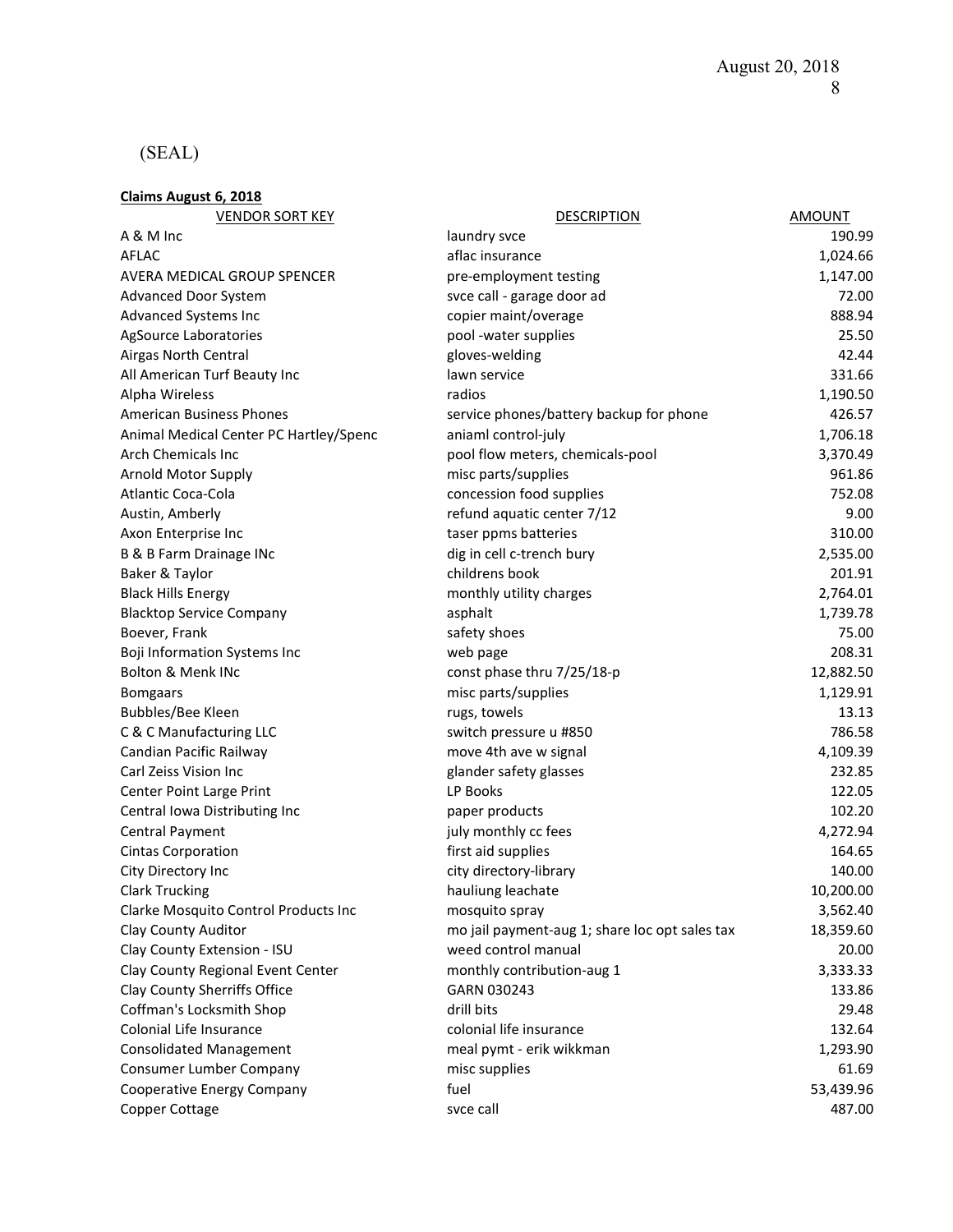(SEAL)

**Claims August 6, 2018**

| VENDOR SORT KEY | DESCRIPTION | AMOUNT |
|---|---|---|
| A & M Inc | laundry svce | 190.99 |
| AFLAC | aflac insurance | 1,024.66 |
| AVERA MEDICAL GROUP SPENCER | pre-employment testing | 1,147.00 |
| Advanced Door System | svce call - garage door ad | 72.00 |
| Advanced Systems Inc | copier maint/overage | 888.94 |
| AgSource Laboratories | pool -water supplies | 25.50 |
| Airgas North Central | gloves-welding | 42.44 |
| All American Turf Beauty Inc | lawn service | 331.66 |
| Alpha Wireless | radios | 1,190.50 |
| American Business Phones | service phones/battery backup for phone | 426.57 |
| Animal Medical Center PC Hartley/Spenc | aniaml control-july | 1,706.18 |
| Arch Chemicals Inc | pool flow meters, chemicals-pool | 3,370.49 |
| Arnold Motor Supply | misc parts/supplies | 961.86 |
| Atlantic Coca-Cola | concession food supplies | 752.08 |
| Austin, Amberly | refund aquatic center 7/12 | 9.00 |
| Axon Enterprise Inc | taser ppms batteries | 310.00 |
| B & B Farm Drainage INc | dig in cell c-trench bury | 2,535.00 |
| Baker & Taylor | childrens book | 201.91 |
| Black Hills Energy | monthly utility charges | 2,764.01 |
| Blacktop Service Company | asphalt | 1,739.78 |
| Boever, Frank | safety shoes | 75.00 |
| Boji Information Systems Inc | web page | 208.31 |
| Bolton & Menk INc | const phase thru 7/25/18-p | 12,882.50 |
| Bomgaars | misc parts/supplies | 1,129.91 |
| Bubbles/Bee Kleen | rugs, towels | 13.13 |
| C & C Manufacturing LLC | switch pressure u #850 | 786.58 |
| Candian Pacific Railway | move 4th ave w signal | 4,109.39 |
| Carl Zeiss Vision Inc | glander safety glasses | 232.85 |
| Center Point Large Print | LP Books | 122.05 |
| Central Iowa Distributing Inc | paper products | 102.20 |
| Central Payment | july monthly cc fees | 4,272.94 |
| Cintas Corporation | first aid supplies | 164.65 |
| City Directory Inc | city directory-library | 140.00 |
| Clark Trucking | hauliung leachate | 10,200.00 |
| Clarke Mosquito Control Products Inc | mosquito spray | 3,562.40 |
| Clay County Auditor | mo jail payment-aug 1; share loc opt sales tax | 18,359.60 |
| Clay County Extension - ISU | weed control manual | 20.00 |
| Clay County Regional Event Center | monthly contribution-aug 1 | 3,333.33 |
| Clay County Sherriffs Office | GARN 030243 | 133.86 |
| Coffman's Locksmith Shop | drill bits | 29.48 |
| Colonial Life Insurance | colonial life insurance | 132.64 |
| Consolidated Management | meal pymt - erik wikkman | 1,293.90 |
| Consumer Lumber Company | misc supplies | 61.69 |
| Cooperative Energy Company | fuel | 53,439.96 |
| Copper Cottage | svce call | 487.00 |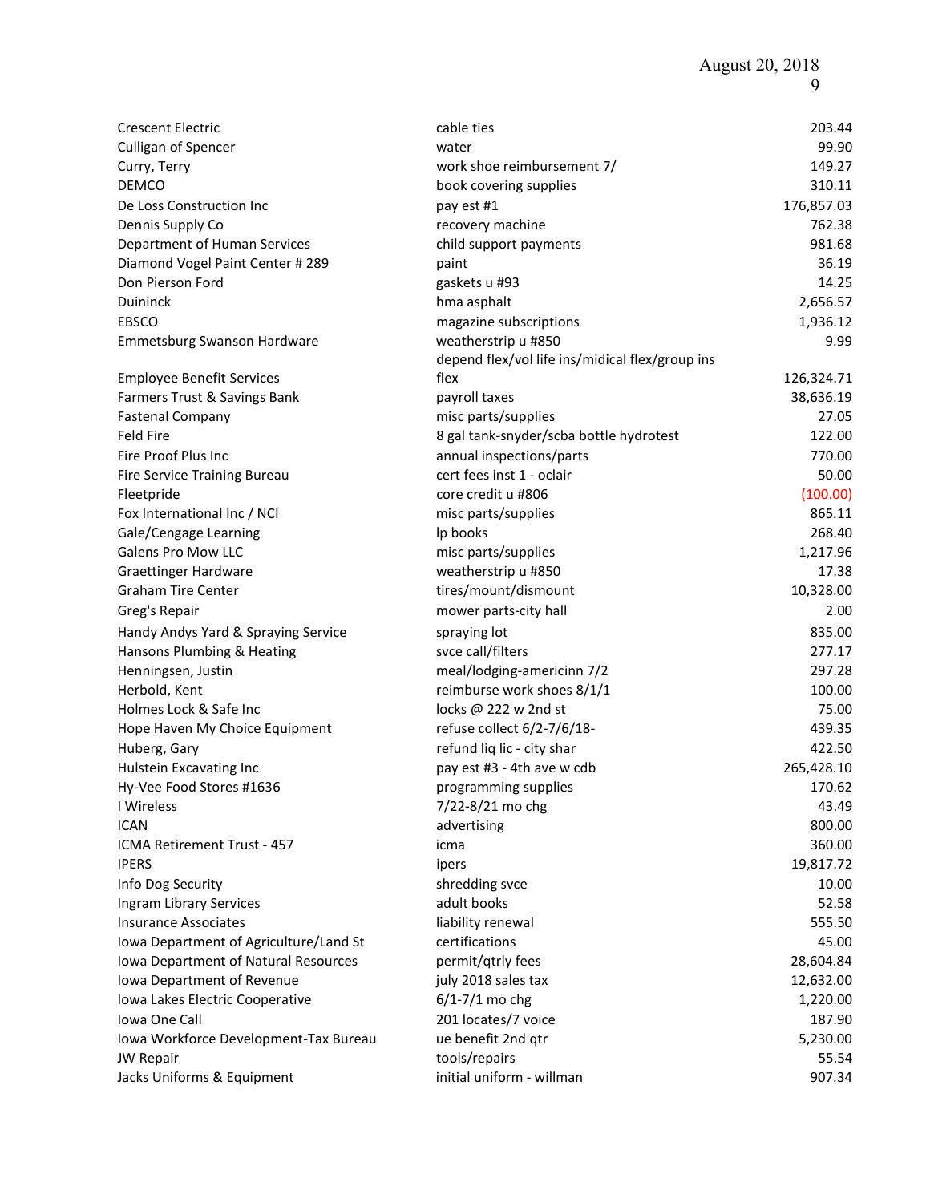| | | |
|---|---|---|
| Crescent Electric | cable ties | 203.44 |
| Culligan of Spencer | water | 99.90 |
| Curry, Terry | work shoe reimbursement 7/ | 149.27 |
| DEMCO | book covering supplies | 310.11 |
| De Loss Construction Inc | pay est #1 | 176,857.03 |
| Dennis Supply Co | recovery machine | 762.38 |
| Department of Human Services | child support payments | 981.68 |
| Diamond Vogel Paint Center # 289 | paint | 36.19 |
| Don Pierson Ford | gaskets u #93 | 14.25 |
| Duininck | hma asphalt | 2,656.57 |
| EBSCO | magazine subscriptions | 1,936.12 |
| Emmetsburg Swanson Hardware | weatherstrip u #850 | 9.99 |
| Employee Benefit Services | depend flex/vol life ins/midical flex/group ins flex | 126,324.71 |
| Farmers Trust & Savings Bank | payroll taxes | 38,636.19 |
| Fastenal Company | misc parts/supplies | 27.05 |
| Feld Fire | 8 gal tank-snyder/scba bottle hydrotest | 122.00 |
| Fire Proof Plus Inc | annual inspections/parts | 770.00 |
| Fire Service Training Bureau | cert fees inst 1 - oclair | 50.00 |
| Fleetpride | core credit u #806 | (100.00) |
| Fox International Inc / NCI | misc parts/supplies | 865.11 |
| Gale/Cengage Learning | lp books | 268.40 |
| Galens Pro Mow LLC | misc parts/supplies | 1,217.96 |
| Graettinger Hardware | weatherstrip u #850 | 17.38 |
| Graham Tire Center | tires/mount/dismount | 10,328.00 |
| Greg's Repair | mower parts-city hall | 2.00 |
| Handy Andys Yard & Spraying Service | spraying lot | 835.00 |
| Hansons Plumbing & Heating | svce call/filters | 277.17 |
| Henningsen, Justin | meal/lodging-americinn 7/2 | 297.28 |
| Herbold, Kent | reimburse work shoes 8/1/1 | 100.00 |
| Holmes Lock & Safe Inc | locks @ 222 w 2nd st | 75.00 |
| Hope Haven My Choice Equipment | refuse collect 6/2-7/6/18- | 439.35 |
| Huberg, Gary | refund liq lic - city shar | 422.50 |
| Hulstein Excavating Inc | pay est #3 - 4th ave w cdb | 265,428.10 |
| Hy-Vee Food Stores #1636 | programming supplies | 170.62 |
| I Wireless | 7/22-8/21 mo chg | 43.49 |
| ICAN | advertising | 800.00 |
| ICMA Retirement Trust - 457 | icma | 360.00 |
| IPERS | ipers | 19,817.72 |
| Info Dog Security | shredding svce | 10.00 |
| Ingram Library Services | adult books | 52.58 |
| Insurance Associates | liability renewal | 555.50 |
| Iowa Department of Agriculture/Land St | certifications | 45.00 |
| Iowa Department of Natural Resources | permit/qtrly fees | 28,604.84 |
| Iowa Department of Revenue | july 2018 sales tax | 12,632.00 |
| Iowa Lakes Electric Cooperative | 6/1-7/1 mo chg | 1,220.00 |
| Iowa One Call | 201 locates/7 voice | 187.90 |
| Iowa Workforce Development-Tax Bureau | ue benefit 2nd qtr | 5,230.00 |
| JW Repair | tools/repairs | 55.54 |
| Jacks Uniforms & Equipment | initial uniform - willman | 907.34 |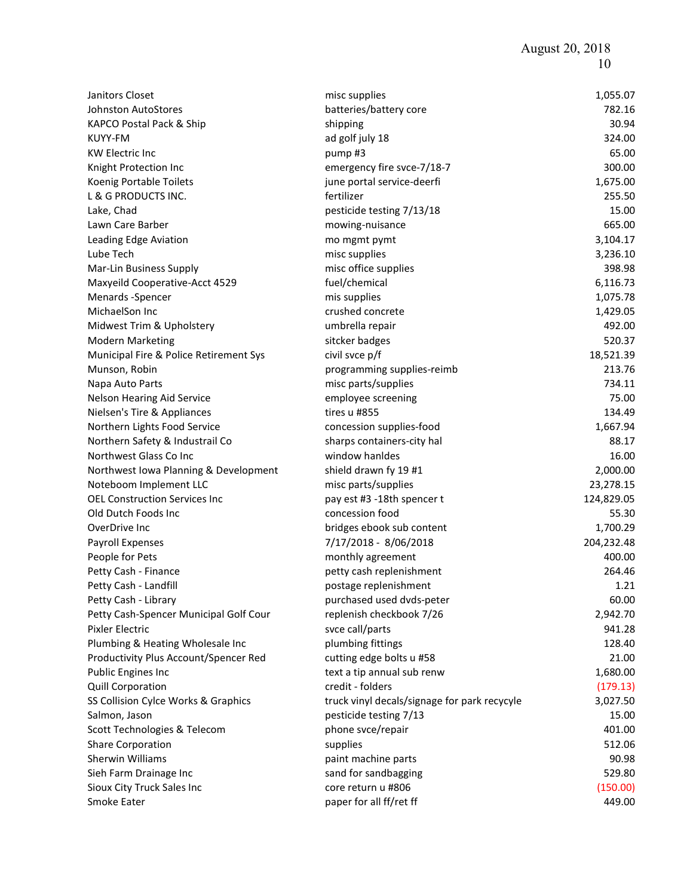| | | |
|---|---|---|
| Janitors Closet | misc supplies | 1,055.07 |
| Johnston AutoStores | batteries/battery core | 782.16 |
| KAPCO Postal Pack & Ship | shipping | 30.94 |
| KUYY-FM | ad golf july 18 | 324.00 |
| KW Electric Inc | pump #3 | 65.00 |
| Knight Protection Inc | emergency fire svce-7/18-7 | 300.00 |
| Koenig Portable Toilets | june portal service-deerfi | 1,675.00 |
| L & G PRODUCTS INC. | fertilizer | 255.50 |
| Lake, Chad | pesticide testing 7/13/18 | 15.00 |
| Lawn Care Barber | mowing-nuisance | 665.00 |
| Leading Edge Aviation | mo mgmt pymt | 3,104.17 |
| Lube Tech | misc supplies | 3,236.10 |
| Mar-Lin Business Supply | misc office supplies | 398.98 |
| Maxyeild Cooperative-Acct 4529 | fuel/chemical | 6,116.73 |
| Menards -Spencer | mis supplies | 1,075.78 |
| MichaelSon Inc | crushed concrete | 1,429.05 |
| Midwest Trim & Upholstery | umbrella repair | 492.00 |
| Modern Marketing | sitcker badges | 520.37 |
| Municipal Fire & Police Retirement Sys | civil svce p/f | 18,521.39 |
| Munson, Robin | programming supplies-reimb | 213.76 |
| Napa Auto Parts | misc parts/supplies | 734.11 |
| Nelson Hearing Aid Service | employee screening | 75.00 |
| Nielsen's Tire & Appliances | tires u #855 | 134.49 |
| Northern Lights Food Service | concession supplies-food | 1,667.94 |
| Northern Safety & Industrail Co | sharps containers-city hal | 88.17 |
| Northwest Glass Co Inc | window hanldes | 16.00 |
| Northwest Iowa Planning & Development | shield drawn fy 19 #1 | 2,000.00 |
| Noteboom Implement LLC | misc parts/supplies | 23,278.15 |
| OEL Construction Services Inc | pay est #3 -18th spencer t | 124,829.05 |
| Old Dutch Foods Inc | concession food | 55.30 |
| OverDrive Inc | bridges ebook sub content | 1,700.29 |
| Payroll Expenses | 7/17/2018 - 8/06/2018 | 204,232.48 |
| People for Pets | monthly agreement | 400.00 |
| Petty Cash - Finance | petty cash replenishment | 264.46 |
| Petty Cash - Landfill | postage replenishment | 1.21 |
| Petty Cash - Library | purchased used dvds-peter | 60.00 |
| Petty Cash-Spencer Municipal Golf Cour | replenish checkbook 7/26 | 2,942.70 |
| Pixler Electric | svce call/parts | 941.28 |
| Plumbing & Heating Wholesale Inc | plumbing fittings | 128.40 |
| Productivity Plus Account/Spencer Red | cutting edge bolts u #58 | 21.00 |
| Public Engines Inc | text a tip annual sub renw | 1,680.00 |
| Quill Corporation | credit - folders | (179.13) |
| SS Collision Cylce Works & Graphics | truck vinyl decals/signage for park recycyle | 3,027.50 |
| Salmon, Jason | pesticide testing 7/13 | 15.00 |
| Scott Technologies & Telecom | phone svce/repair | 401.00 |
| Share Corporation | supplies | 512.06 |
| Sherwin Williams | paint machine parts | 90.98 |
| Sieh Farm Drainage Inc | sand for sandbagging | 529.80 |
| Sioux City Truck Sales Inc | core return u #806 | (150.00) |
| Smoke Eater | paper for all ff/ret ff | 449.00 |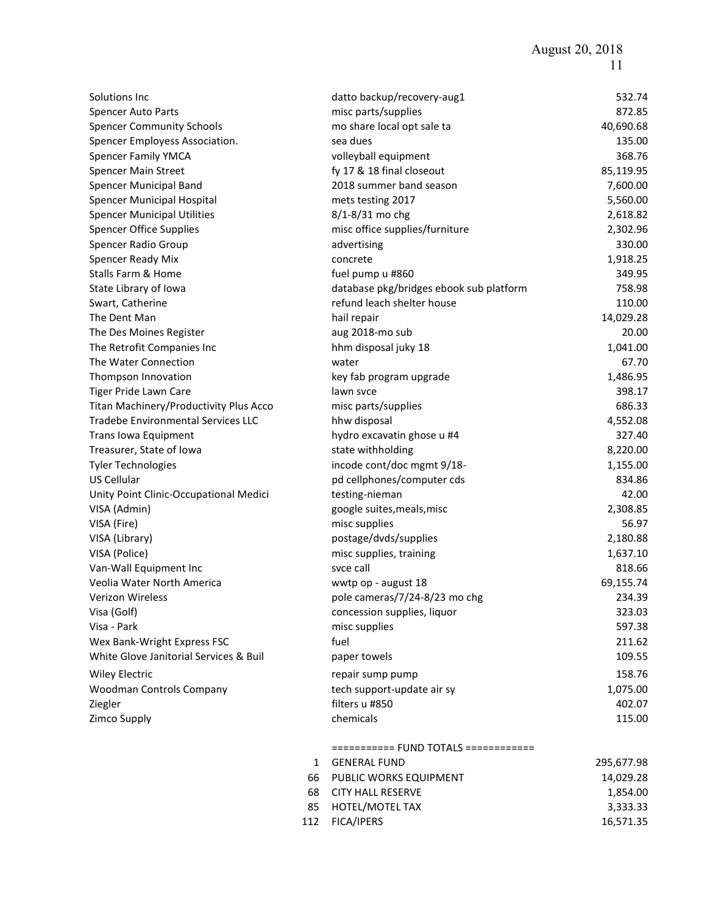| | | |
|---|---|---|
| Solutions Inc | datto backup/recovery-aug1 | 532.74 |
| Spencer Auto Parts | misc parts/supplies | 872.85 |
| Spencer Community Schools | mo share local opt sale ta | 40,690.68 |
| Spencer Employess Association. | sea dues | 135.00 |
| Spencer Family YMCA | volleyball equipment | 368.76 |
| Spencer Main Street | fy 17 & 18 final closeout | 85,119.95 |
| Spencer Municipal Band | 2018 summer band season | 7,600.00 |
| Spencer Municipal Hospital | mets testing 2017 | 5,560.00 |
| Spencer Municipal Utilities | 8/1-8/31 mo chg | 2,618.82 |
| Spencer Office Supplies | misc office supplies/furniture | 2,302.96 |
| Spencer Radio Group | advertising | 330.00 |
| Spencer Ready Mix | concrete | 1,918.25 |
| Stalls Farm & Home | fuel pump u #860 | 349.95 |
| State Library of Iowa | database pkg/bridges ebook sub platform | 758.98 |
| Swart, Catherine | refund leach shelter house | 110.00 |
| The Dent Man | hail repair | 14,029.28 |
| The Des Moines Register | aug 2018-mo sub | 20.00 |
| The Retrofit Companies Inc | hhm disposal juky 18 | 1,041.00 |
| The Water Connection | water | 67.70 |
| Thompson Innovation | key fab program upgrade | 1,486.95 |
| Tiger Pride Lawn Care | lawn svce | 398.17 |
| Titan Machinery/Productivity Plus Acco | misc parts/supplies | 686.33 |
| Tradebe Environmental Services LLC | hhw disposal | 4,552.08 |
| Trans Iowa Equipment | hydro excavatin ghose u #4 | 327.40 |
| Treasurer, State of Iowa | state withholding | 8,220.00 |
| Tyler Technologies | incode cont/doc mgmt 9/18- | 1,155.00 |
| US Cellular | pd cellphones/computer cds | 834.86 |
| Unity Point Clinic-Occupational Medici | testing-nieman | 42.00 |
| VISA (Admin) | google suites,meals,misc | 2,308.85 |
| VISA (Fire) | misc supplies | 56.97 |
| VISA (Library) | postage/dvds/supplies | 2,180.88 |
| VISA (Police) | misc supplies, training | 1,637.10 |
| Van-Wall Equipment Inc | svce call | 818.66 |
| Veolia Water North America | wwtp op - august 18 | 69,155.74 |
| Verizon Wireless | pole cameras/7/24-8/23 mo chg | 234.39 |
| Visa (Golf) | concession supplies, liquor | 323.03 |
| Visa - Park | misc supplies | 597.38 |
| Wex Bank-Wright Express FSC | fuel | 211.62 |
| White Glove Janitorial Services & Buil | paper towels | 109.55 |
| Wiley Electric | repair sump pump | 158.76 |
| Woodman Controls Company | tech support-update air sy | 1,075.00 |
| Ziegler | filters u #850 | 402.07 |
| Zimco Supply | chemicals | 115.00 |

=========== FUND TOTALS ============

| | | |
|---|---|---|
| 1 | GENERAL FUND | 295,677.98 |
| 66 | PUBLIC WORKS EQUIPMENT | 14,029.28 |
| 68 | CITY HALL RESERVE | 1,854.00 |
| 85 | HOTEL/MOTEL TAX | 3,333.33 |
| 112 | FICA/IPERS | 16,571.35 |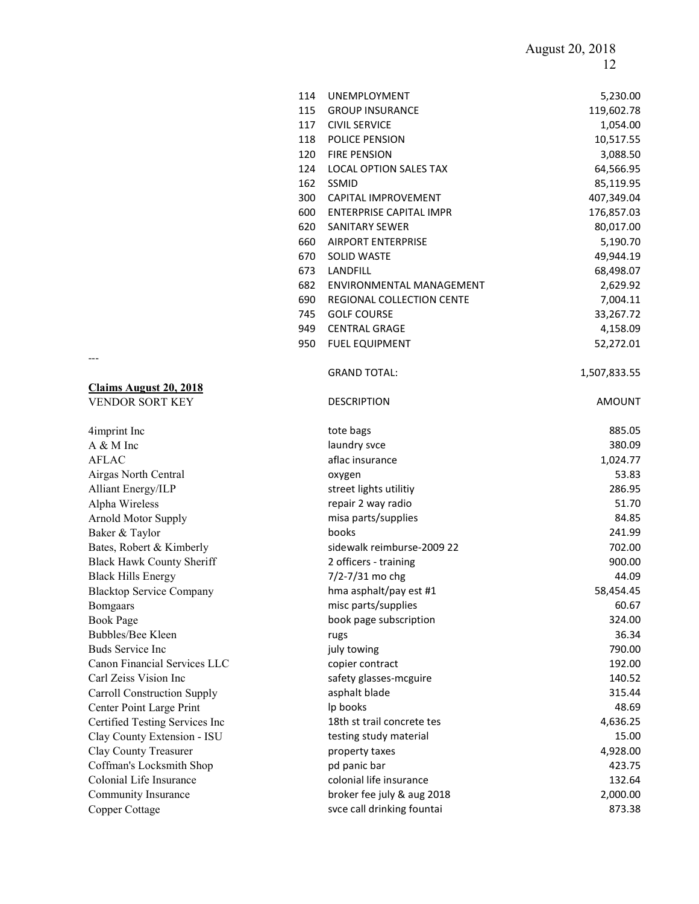| | | |
|---|---|---|
| 114 | UNEMPLOYMENT | 5,230.00 |
| 115 | GROUP INSURANCE | 119,602.78 |
| 117 | CIVIL SERVICE | 1,054.00 |
| 118 | POLICE PENSION | 10,517.55 |
| 120 | FIRE PENSION | 3,088.50 |
| 124 | LOCAL OPTION SALES TAX | 64,566.95 |
| 162 | SSMID | 85,119.95 |
| 300 | CAPITAL IMPROVEMENT | 407,349.04 |
| 600 | ENTERPRISE CAPITAL IMPR | 176,857.03 |
| 620 | SANITARY SEWER | 80,017.00 |
| 660 | AIRPORT ENTERPRISE | 5,190.70 |
| 670 | SOLID WASTE | 49,944.19 |
| 673 | LANDFILL | 68,498.07 |
| 682 | ENVIRONMENTAL MANAGEMENT | 2,629.92 |
| 690 | REGIONAL COLLECTION CENTE | 7,004.11 |
| 745 | GOLF COURSE | 33,267.72 |
| 949 | CENTRAL GRAGE | 4,158.09 |
| 950 | FUEL EQUIPMENT | 52,272.01 |
| | GRAND TOTAL: | 1,507,833.55 |

---

**Claims August 20, 2018**

| VENDOR SORT KEY | DESCRIPTION | AMOUNT |
|---|---|---|
| 4imprint Inc | tote bags | 885.05 |
| A & M Inc | laundry svce | 380.09 |
| AFLAC | aflac insurance | 1,024.77 |
| Airgas North Central | oxygen | 53.83 |
| Alliant Energy/ILP | street lights utilitiy | 286.95 |
| Alpha Wireless | repair 2 way radio | 51.70 |
| Arnold Motor Supply | misa parts/supplies | 84.85 |
| Baker & Taylor | books | 241.99 |
| Bates, Robert & Kimberly | sidewalk reimburse-2009 22 | 702.00 |
| Black Hawk County Sheriff | 2 officers - training | 900.00 |
| Black Hills Energy | 7/2-7/31 mo chg | 44.09 |
| Blacktop Service Company | hma asphalt/pay est #1 | 58,454.45 |
| Bomgaars | misc parts/supplies | 60.67 |
| Book Page | book page subscription | 324.00 |
| Bubbles/Bee Kleen | rugs | 36.34 |
| Buds Service Inc | july towing | 790.00 |
| Canon Financial Services LLC | copier contract | 192.00 |
| Carl Zeiss Vision Inc | safety glasses-mcguire | 140.52 |
| Carroll Construction Supply | asphalt blade | 315.44 |
| Center Point Large Print | lp books | 48.69 |
| Certified Testing Services Inc | 18th st trail concrete tes | 4,636.25 |
| Clay County Extension - ISU | testing study material | 15.00 |
| Clay County Treasurer | property taxes | 4,928.00 |
| Coffman's Locksmith Shop | pd panic bar | 423.75 |
| Colonial Life Insurance | colonial life insurance | 132.64 |
| Community Insurance | broker fee july & aug 2018 | 2,000.00 |
| Copper Cottage | svce call drinking fountai | 873.38 |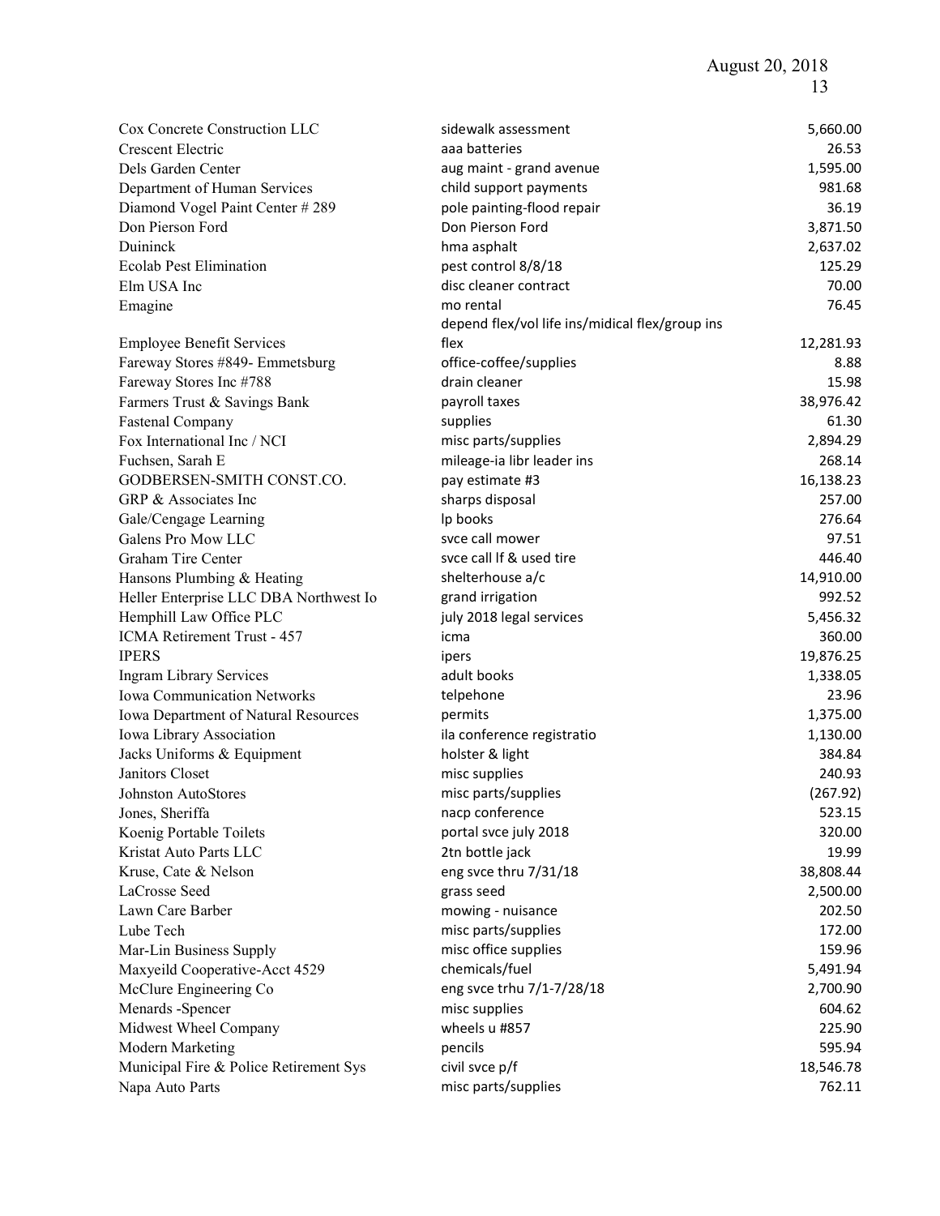| | | |
|---|---|---|
| Cox Concrete Construction LLC | sidewalk assessment | 5,660.00 |
| Crescent Electric | aaa batteries | 26.53 |
| Dels Garden Center | aug maint - grand avenue | 1,595.00 |
| Department of Human Services | child support payments | 981.68 |
| Diamond Vogel Paint Center # 289 | pole painting-flood repair | 36.19 |
| Don Pierson Ford | Don Pierson Ford | 3,871.50 |
| Duininck | hma asphalt | 2,637.02 |
| Ecolab Pest Elimination | pest control 8/8/18 | 125.29 |
| Elm USA Inc | disc cleaner contract | 70.00 |
| Emagine | mo rental | 76.45 |
| Employee Benefit Services | depend flex/vol life ins/midical flex/group ins flex | 12,281.93 |
| Fareway Stores #849- Emmetsburg | office-coffee/supplies | 8.88 |
| Fareway Stores Inc #788 | drain cleaner | 15.98 |
| Farmers Trust & Savings Bank | payroll taxes | 38,976.42 |
| Fastenal Company | supplies | 61.30 |
| Fox International Inc / NCI | misc parts/supplies | 2,894.29 |
| Fuchsen, Sarah E | mileage-ia libr leader ins | 268.14 |
| GODBERSEN-SMITH CONST.CO. | pay estimate #3 | 16,138.23 |
| GRP & Associates Inc | sharps disposal | 257.00 |
| Gale/Cengage Learning | lp books | 276.64 |
| Galens Pro Mow LLC | svce call mower | 97.51 |
| Graham Tire Center | svce call lf & used tire | 446.40 |
| Hansons Plumbing & Heating | shelterhouse a/c | 14,910.00 |
| Heller Enterprise LLC DBA Northwest Io | grand irrigation | 992.52 |
| Hemphill Law Office PLC | july 2018 legal services | 5,456.32 |
| ICMA Retirement Trust - 457 | icma | 360.00 |
| IPERS | ipers | 19,876.25 |
| Ingram Library Services | adult books | 1,338.05 |
| Iowa Communication Networks | telpehone | 23.96 |
| Iowa Department of Natural Resources | permits | 1,375.00 |
| Iowa Library Association | ila conference registratio | 1,130.00 |
| Jacks Uniforms & Equipment | holster & light | 384.84 |
| Janitors Closet | misc supplies | 240.93 |
| Johnston AutoStores | misc parts/supplies | (267.92) |
| Jones, Sheriffa | nacp conference | 523.15 |
| Koenig Portable Toilets | portal svce july 2018 | 320.00 |
| Kristat Auto Parts LLC | 2tn bottle jack | 19.99 |
| Kruse, Cate & Nelson | eng svce thru 7/31/18 | 38,808.44 |
| LaCrosse Seed | grass seed | 2,500.00 |
| Lawn Care Barber | mowing - nuisance | 202.50 |
| Lube Tech | misc parts/supplies | 172.00 |
| Mar-Lin Business Supply | misc office supplies | 159.96 |
| Maxyeild Cooperative-Acct 4529 | chemicals/fuel | 5,491.94 |
| McClure Engineering Co | eng svce trhu 7/1-7/28/18 | 2,700.90 |
| Menards -Spencer | misc supplies | 604.62 |
| Midwest Wheel Company | wheels u #857 | 225.90 |
| Modern Marketing | pencils | 595.94 |
| Municipal Fire & Police Retirement Sys | civil svce p/f | 18,546.78 |
| Napa Auto Parts | misc parts/supplies | 762.11 |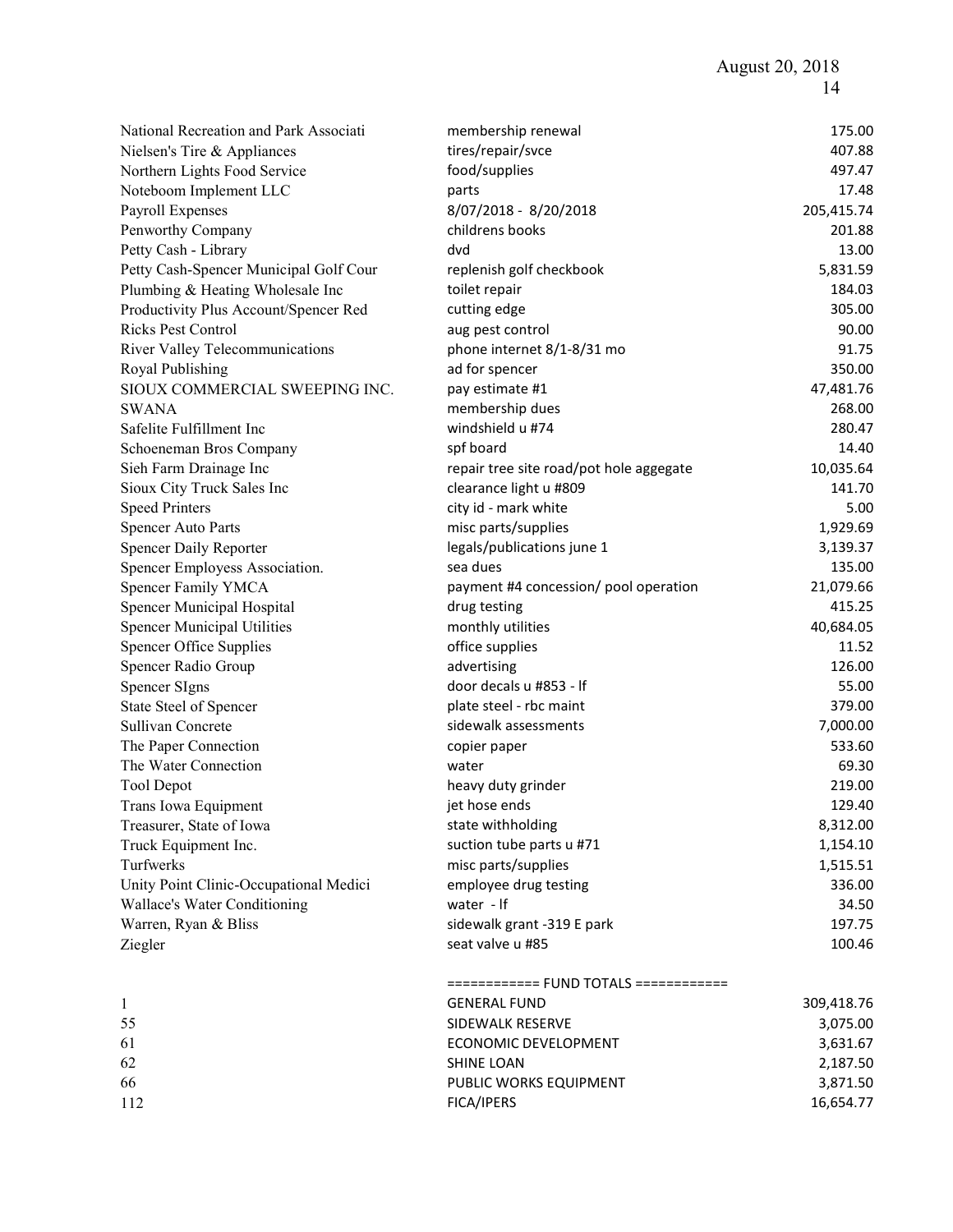| | | |
|---|---|---|
| National Recreation and Park Associati | membership renewal | 175.00 |
| Nielsen's Tire & Appliances | tires/repair/svce | 407.88 |
| Northern Lights Food Service | food/supplies | 497.47 |
| Noteboom Implement LLC | parts | 17.48 |
| Payroll Expenses | 8/07/2018 - 8/20/2018 | 205,415.74 |
| Penworthy Company | childrens books | 201.88 |
| Petty Cash - Library | dvd | 13.00 |
| Petty Cash-Spencer Municipal Golf Cour | replenish golf checkbook | 5,831.59 |
| Plumbing & Heating Wholesale Inc | toilet repair | 184.03 |
| Productivity Plus Account/Spencer Red | cutting edge | 305.00 |
| Ricks Pest Control | aug pest control | 90.00 |
| River Valley Telecommunications | phone internet 8/1-8/31 mo | 91.75 |
| Royal Publishing | ad for spencer | 350.00 |
| SIOUX COMMERCIAL SWEEPING INC. | pay estimate #1 | 47,481.76 |
| SWANA | membership dues | 268.00 |
| Safelite Fulfillment Inc | windshield u #74 | 280.47 |
| Schoeneman Bros Company | spf board | 14.40 |
| Sieh Farm Drainage Inc | repair tree site road/pot hole aggegate | 10,035.64 |
| Sioux City Truck Sales Inc | clearance light u #809 | 141.70 |
| Speed Printers | city id - mark white | 5.00 |
| Spencer Auto Parts | misc parts/supplies | 1,929.69 |
| Spencer Daily Reporter | legals/publications june 1 | 3,139.37 |
| Spencer Employess Association. | sea dues | 135.00 |
| Spencer Family YMCA | payment #4 concession/ pool operation | 21,079.66 |
| Spencer Municipal Hospital | drug testing | 415.25 |
| Spencer Municipal Utilities | monthly utilities | 40,684.05 |
| Spencer Office Supplies | office supplies | 11.52 |
| Spencer Radio Group | advertising | 126.00 |
| Spencer SIgns | door decals u #853 - lf | 55.00 |
| State Steel of Spencer | plate steel - rbc maint | 379.00 |
| Sullivan Concrete | sidewalk assessments | 7,000.00 |
| The Paper Connection | copier paper | 533.60 |
| The Water Connection | water | 69.30 |
| Tool Depot | heavy duty grinder | 219.00 |
| Trans Iowa Equipment | jet hose ends | 129.40 |
| Treasurer, State of Iowa | state withholding | 8,312.00 |
| Truck Equipment Inc. | suction tube parts u #71 | 1,154.10 |
| Turfwerks | misc parts/supplies | 1,515.51 |
| Unity Point Clinic-Occupational Medici | employee drug testing | 336.00 |
| Wallace's Water Conditioning | water - lf | 34.50 |
| Warren, Ryan & Bliss | sidewalk grant -319 E park | 197.75 |
| Ziegler | seat valve u #85 | 100.46 |

| | ============ FUND TOTALS ============ | |
|---|---|---|
| 1 | GENERAL FUND | 309,418.76 |
| 55 | SIDEWALK RESERVE | 3,075.00 |
| 61 | ECONOMIC DEVELOPMENT | 3,631.67 |
| 62 | SHINE LOAN | 2,187.50 |
| 66 | PUBLIC WORKS EQUIPMENT | 3,871.50 |
| 112 | FICA/IPERS | 16,654.77 |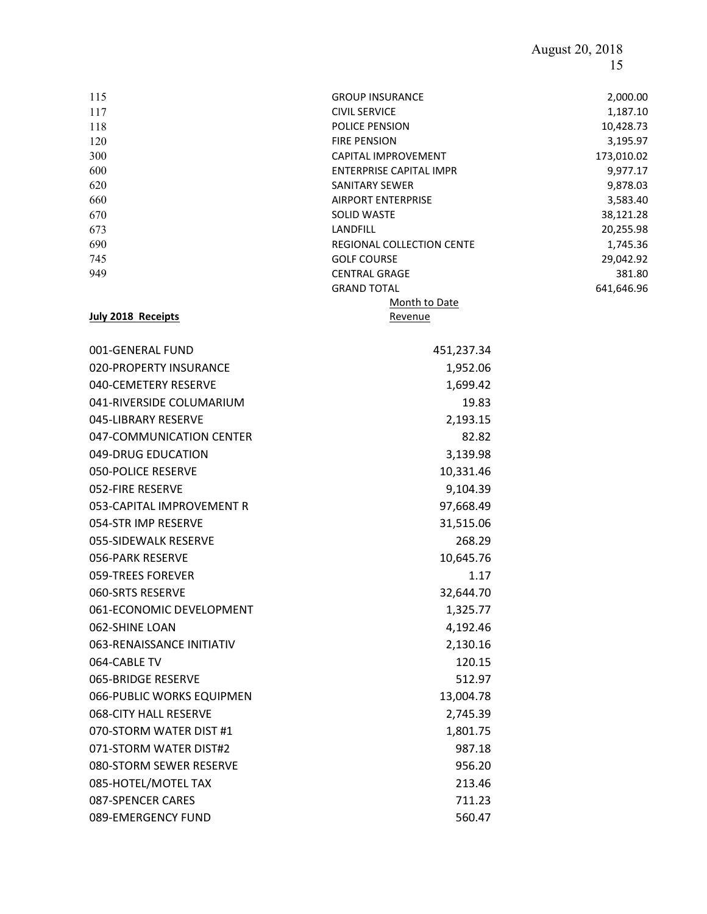| | | |
|---|---|---|
| 115 | GROUP INSURANCE | 2,000.00 |
| 117 | CIVIL SERVICE | 1,187.10 |
| 118 | POLICE PENSION | 10,428.73 |
| 120 | FIRE PENSION | 3,195.97 |
| 300 | CAPITAL IMPROVEMENT | 173,010.02 |
| 600 | ENTERPRISE CAPITAL IMPR | 9,977.17 |
| 620 | SANITARY SEWER | 9,878.03 |
| 660 | AIRPORT ENTERPRISE | 3,583.40 |
| 670 | SOLID WASTE | 38,121.28 |
| 673 | LANDFILL | 20,255.98 |
| 690 | REGIONAL COLLECTION CENTE | 1,745.36 |
| 745 | GOLF COURSE | 29,042.92 |
| 949 | CENTRAL GRAGE | 381.80 |
| | GRAND TOTAL | 641,646.96 |

| **July 2018 Receipts** | Month to Date Revenue |
|---|---|
| 001-GENERAL FUND | 451,237.34 |
| 020-PROPERTY INSURANCE | 1,952.06 |
| 040-CEMETERY RESERVE | 1,699.42 |
| 041-RIVERSIDE COLUMARIUM | 19.83 |
| 045-LIBRARY RESERVE | 2,193.15 |
| 047-COMMUNICATION CENTER | 82.82 |
| 049-DRUG EDUCATION | 3,139.98 |
| 050-POLICE RESERVE | 10,331.46 |
| 052-FIRE RESERVE | 9,104.39 |
| 053-CAPITAL IMPROVEMENT R | 97,668.49 |
| 054-STR IMP RESERVE | 31,515.06 |
| 055-SIDEWALK RESERVE | 268.29 |
| 056-PARK RESERVE | 10,645.76 |
| 059-TREES FOREVER | 1.17 |
| 060-SRTS RESERVE | 32,644.70 |
| 061-ECONOMIC DEVELOPMENT | 1,325.77 |
| 062-SHINE LOAN | 4,192.46 |
| 063-RENAISSANCE INITIATIV | 2,130.16 |
| 064-CABLE TV | 120.15 |
| 065-BRIDGE RESERVE | 512.97 |
| 066-PUBLIC WORKS EQUIPMEN | 13,004.78 |
| 068-CITY HALL RESERVE | 2,745.39 |
| 070-STORM WATER DIST #1 | 1,801.75 |
| 071-STORM WATER DIST#2 | 987.18 |
| 080-STORM SEWER RESERVE | 956.20 |
| 085-HOTEL/MOTEL TAX | 213.46 |
| 087-SPENCER CARES | 711.23 |
| 089-EMERGENCY FUND | 560.47 |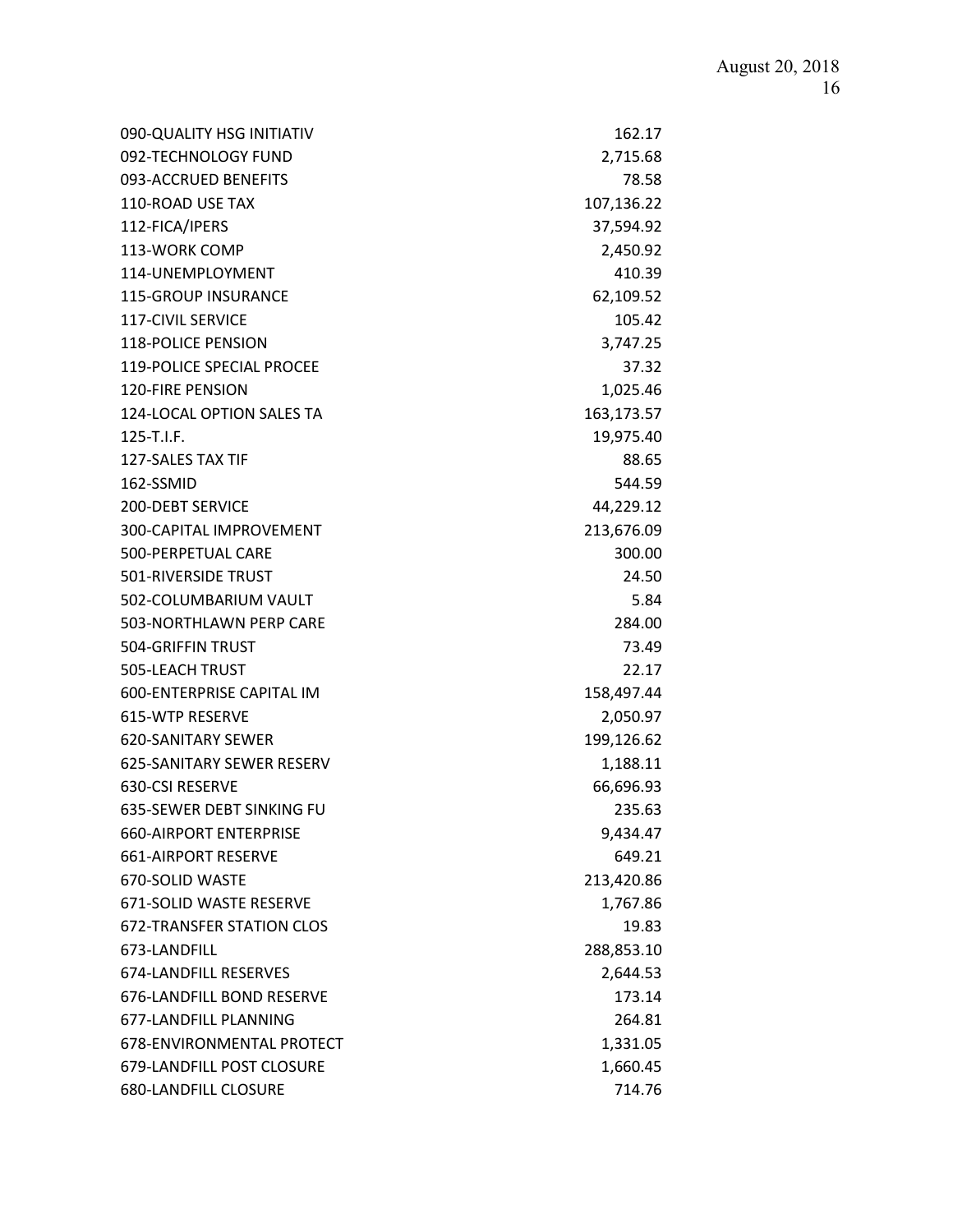| | |
|---|---|
| 090-QUALITY HSG INITIATIV | 162.17 |
| 092-TECHNOLOGY FUND | 2,715.68 |
| 093-ACCRUED BENEFITS | 78.58 |
| 110-ROAD USE TAX | 107,136.22 |
| 112-FICA/IPERS | 37,594.92 |
| 113-WORK COMP | 2,450.92 |
| 114-UNEMPLOYMENT | 410.39 |
| 115-GROUP INSURANCE | 62,109.52 |
| 117-CIVIL SERVICE | 105.42 |
| 118-POLICE PENSION | 3,747.25 |
| 119-POLICE SPECIAL PROCEE | 37.32 |
| 120-FIRE PENSION | 1,025.46 |
| 124-LOCAL OPTION SALES TA | 163,173.57 |
| 125-T.I.F. | 19,975.40 |
| 127-SALES TAX TIF | 88.65 |
| 162-SSMID | 544.59 |
| 200-DEBT SERVICE | 44,229.12 |
| 300-CAPITAL IMPROVEMENT | 213,676.09 |
| 500-PERPETUAL CARE | 300.00 |
| 501-RIVERSIDE TRUST | 24.50 |
| 502-COLUMBARIUM VAULT | 5.84 |
| 503-NORTHLAWN PERP CARE | 284.00 |
| 504-GRIFFIN TRUST | 73.49 |
| 505-LEACH TRUST | 22.17 |
| 600-ENTERPRISE CAPITAL IM | 158,497.44 |
| 615-WTP RESERVE | 2,050.97 |
| 620-SANITARY SEWER | 199,126.62 |
| 625-SANITARY SEWER RESERV | 1,188.11 |
| 630-CSI RESERVE | 66,696.93 |
| 635-SEWER DEBT SINKING FU | 235.63 |
| 660-AIRPORT ENTERPRISE | 9,434.47 |
| 661-AIRPORT RESERVE | 649.21 |
| 670-SOLID WASTE | 213,420.86 |
| 671-SOLID WASTE RESERVE | 1,767.86 |
| 672-TRANSFER STATION CLOS | 19.83 |
| 673-LANDFILL | 288,853.10 |
| 674-LANDFILL RESERVES | 2,644.53 |
| 676-LANDFILL BOND RESERVE | 173.14 |
| 677-LANDFILL PLANNING | 264.81 |
| 678-ENVIRONMENTAL PROTECT | 1,331.05 |
| 679-LANDFILL POST CLOSURE | 1,660.45 |
| 680-LANDFILL CLOSURE | 714.76 |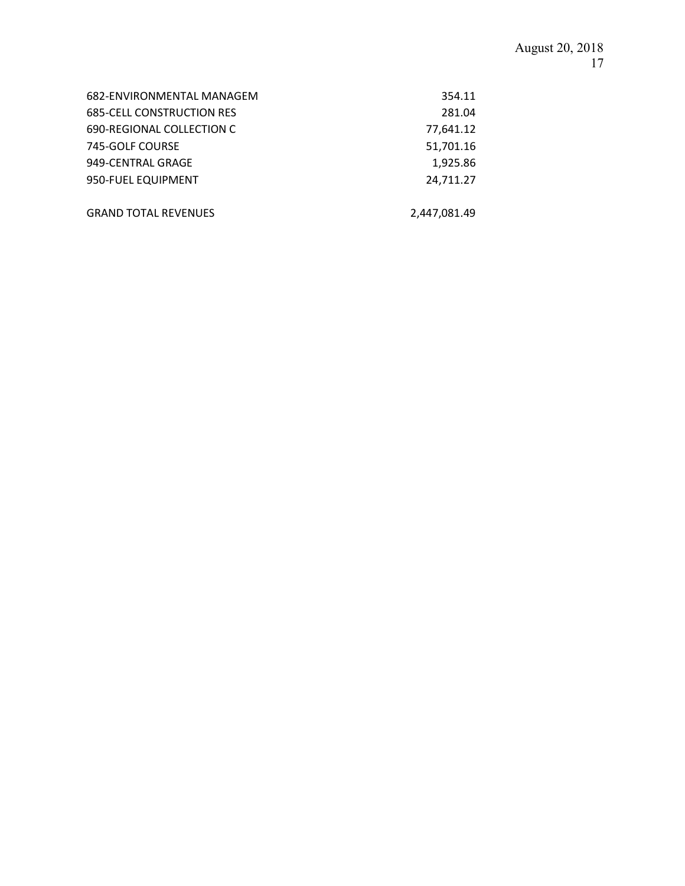| | |
|---|---|
| 682-ENVIRONMENTAL MANAGEM | 354.11 |
| 685-CELL CONSTRUCTION RES | 281.04 |
| 690-REGIONAL COLLECTION C | 77,641.12 |
| 745-GOLF COURSE | 51,701.16 |
| 949-CENTRAL GRAGE | 1,925.86 |
| 950-FUEL EQUIPMENT | 24,711.27 |
| | |
| GRAND TOTAL REVENUES | 2,447,081.49 |